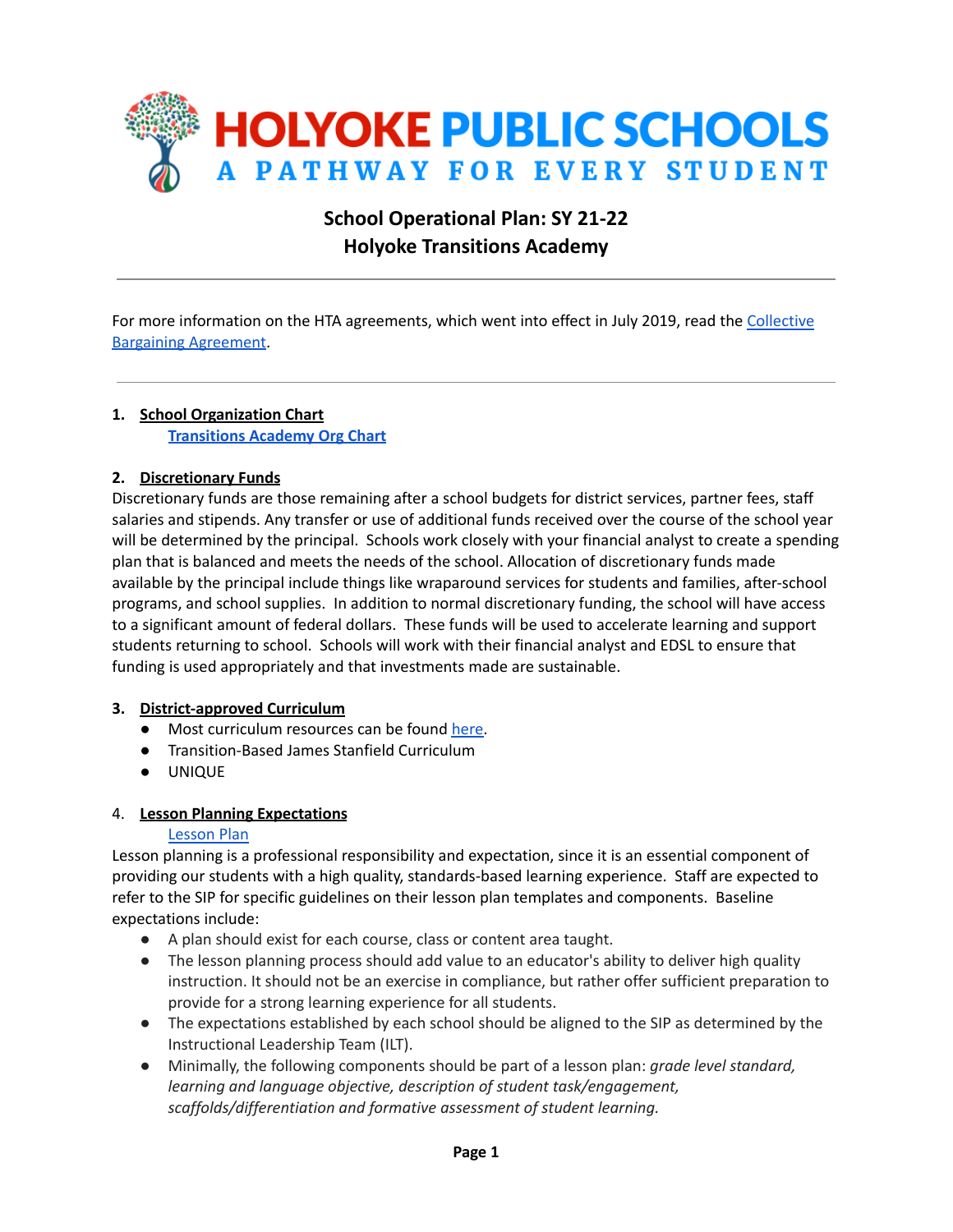# HOLYOKE PUBLIC SCHOOLS
## A PATHWAY FOR EVERY STUDENT

## School Operational Plan: SY 21-22
## Holyoke Transitions Academy

---

For more information on the HTA agreements, which went into effect in July 2019, read the [Collective Bargaining Agreement](#).

---

1. **School Organization Chart**
   [**Transitions Academy Org Chart**](#)

**2. Discretionary Funds**

Discretionary funds are those remaining after a school budgets for district services, partner fees, staff salaries and stipends. Any transfer or use of additional funds received over the course of the school year will be determined by the principal. Schools work closely with your financial analyst to create a spending plan that is balanced and meets the needs of the school. Allocation of discretionary funds made available by the principal include things like wraparound services for students and families, after-school programs, and school supplies. In addition to normal discretionary funding, the school will have access to a significant amount of federal dollars. These funds will be used to accelerate learning and support students returning to school. Schools will work with their financial analyst and EDSL to ensure that funding is used appropriately and that investments made are sustainable.

**3. District-approved Curriculum**

- Most curriculum resources can be found [here](#).
- Transition-Based James Stanfield Curriculum
- UNIQUE

4. **Lesson Planning Expectations**
   [Lesson Plan](#)

Lesson planning is a professional responsibility and expectation, since it is an essential component of providing our students with a high quality, standards-based learning experience. Staff are expected to refer to the SIP for specific guidelines on their lesson plan templates and components. Baseline expectations include:

- A plan should exist for each course, class or content area taught.
- The lesson planning process should add value to an educator's ability to deliver high quality instruction. It should not be an exercise in compliance, but rather offer sufficient preparation to provide for a strong learning experience for all students.
- The expectations established by each school should be aligned to the SIP as determined by the Instructional Leadership Team (ILT).
- Minimally, the following components should be part of a lesson plan: *grade level standard, learning and language objective, description of student task/engagement, scaffolds/differentiation and formative assessment of student learning.*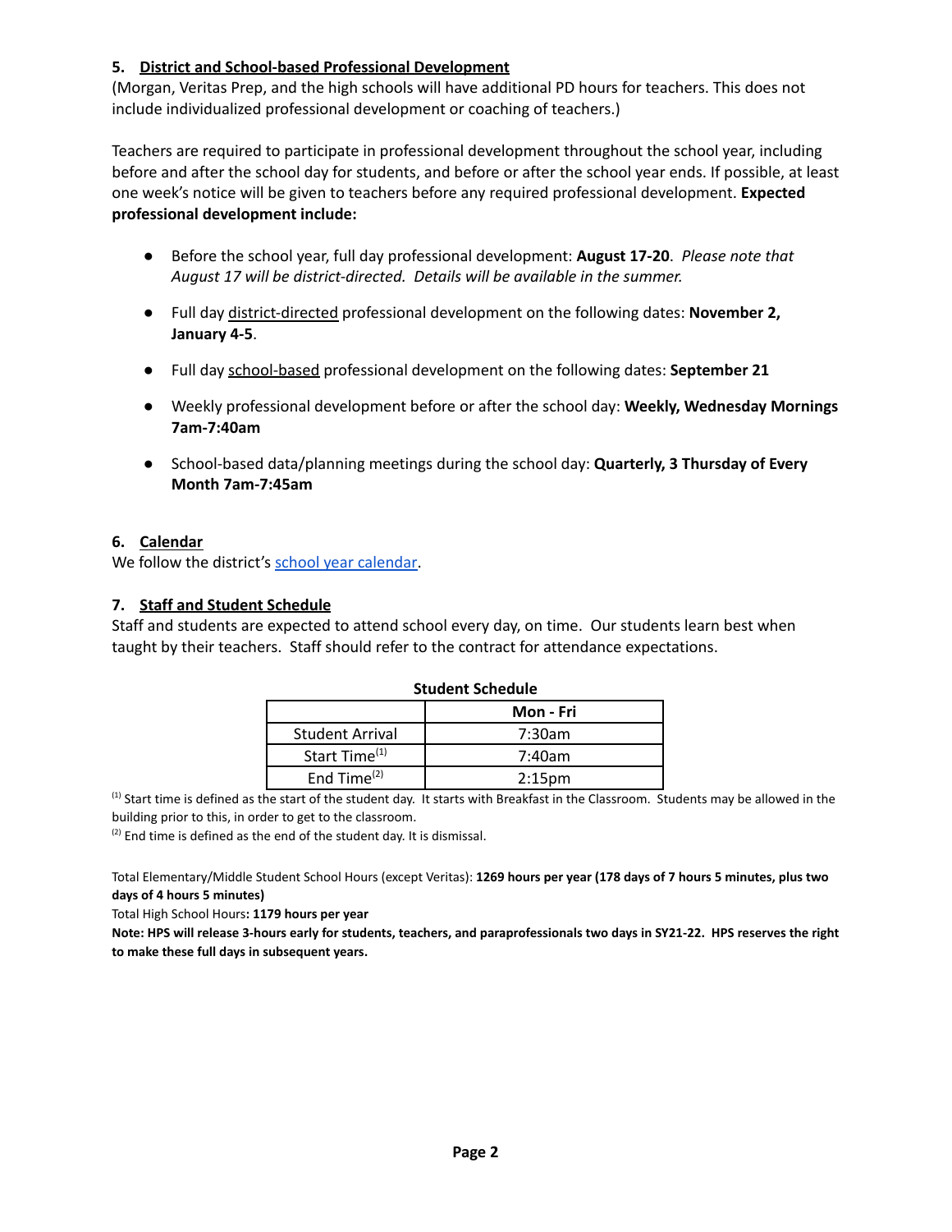## 5. <u>District and School-based Professional Development</u>

(Morgan, Veritas Prep, and the high schools will have additional PD hours for teachers. This does not include individualized professional development or coaching of teachers.)

Teachers are required to participate in professional development throughout the school year, including before and after the school day for students, and before or after the school year ends. If possible, at least one week's notice will be given to teachers before any required professional development. **Expected professional development include:**

- Before the school year, full day professional development: **August 17-20**. *Please note that August 17 will be district-directed. Details will be available in the summer.*
- Full day <u>district-directed</u> professional development on the following dates: **November 2, January 4-5**.
- Full day <u>school-based</u> professional development on the following dates: **September 21**
- Weekly professional development before or after the school day: **Weekly, Wednesday Mornings 7am-7:40am**
- School-based data/planning meetings during the school day: **Quarterly, 3 Thursday of Every Month 7am-7:45am**

## 6. <u>Calendar</u>

We follow the district's school year calendar.

## 7. <u>Staff and Student Schedule</u>

Staff and students are expected to attend school every day, on time. Our students learn best when taught by their teachers. Staff should refer to the contract for attendance expectations.

**Student Schedule**

| | Mon - Fri |
|---|---|
| Student Arrival | 7:30am |
| Start Time[1] | 7:40am |
| End Time[2] | 2:15pm |

[1] Start time is defined as the start of the student day. It starts with Breakfast in the Classroom. Students may be allowed in the building prior to this, in order to get to the classroom.

[2] End time is defined as the end of the student day. It is dismissal.

Total Elementary/Middle Student School Hours (except Veritas): **1269 hours per year (178 days of 7 hours 5 minutes, plus two days of 4 hours 5 minutes)**

Total High School Hours**: 1179 hours per year**

**Note: HPS will release 3-hours early for students, teachers, and paraprofessionals two days in SY21-22. HPS reserves the right to make these full days in subsequent years.**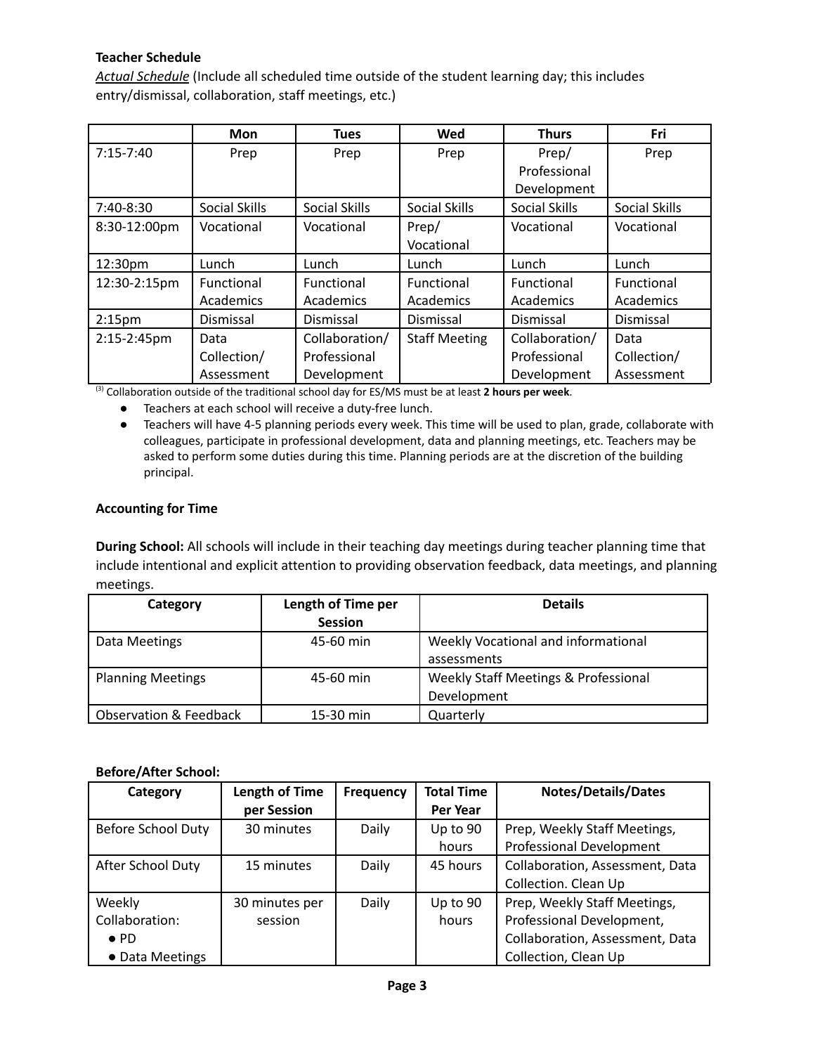**Teacher Schedule**

*Actual Schedule* (Include all scheduled time outside of the student learning day; this includes entry/dismissal, collaboration, staff meetings, etc.)

| | Mon | Tues | Wed | Thurs | Fri |
|---|---|---|---|---|---|
| 7:15-7:40 | Prep | Prep | Prep | Prep/ Professional Development | Prep |
| 7:40-8:30 | Social Skills | Social Skills | Social Skills | Social Skills | Social Skills |
| 8:30-12:00pm | Vocational | Vocational | Prep/ Vocational | Vocational | Vocational |
| 12:30pm | Lunch | Lunch | Lunch | Lunch | Lunch |
| 12:30-2:15pm | Functional Academics | Functional Academics | Functional Academics | Functional Academics | Functional Academics |
| 2:15pm | Dismissal | Dismissal | Dismissal | Dismissal | Dismissal |
| 2:15-2:45pm | Data Collection/ Assessment | Collaboration/ Professional Development | Staff Meeting | Collaboration/ Professional Development | Data Collection/ Assessment |

[3] Collaboration outside of the traditional school day for ES/MS must be at least **2 hours per week**.

- Teachers at each school will receive a duty-free lunch.
- Teachers will have 4-5 planning periods every week. This time will be used to plan, grade, collaborate with colleagues, participate in professional development, data and planning meetings, etc. Teachers may be asked to perform some duties during this time. Planning periods are at the discretion of the building principal.

**Accounting for Time**

**During School:** All schools will include in their teaching day meetings during teacher planning time that include intentional and explicit attention to providing observation feedback, data meetings, and planning meetings.

| Category | Length of Time per Session | Details |
|---|---|---|
| Data Meetings | 45-60 min | Weekly Vocational and informational assessments |
| Planning Meetings | 45-60 min | Weekly Staff Meetings & Professional Development |
| Observation & Feedback | 15-30 min | Quarterly |

**Before/After School:**

| Category | Length of Time per Session | Frequency | Total Time Per Year | Notes/Details/Dates |
|---|---|---|---|---|
| Before School Duty | 30 minutes | Daily | Up to 90 hours | Prep, Weekly Staff Meetings, Professional Development |
| After School Duty | 15 minutes | Daily | 45 hours | Collaboration, Assessment, Data Collection. Clean Up |
| Weekly Collaboration: • PD • Data Meetings | 30 minutes per session | Daily | Up to 90 hours | Prep, Weekly Staff Meetings, Professional Development, Collaboration, Assessment, Data Collection, Clean Up |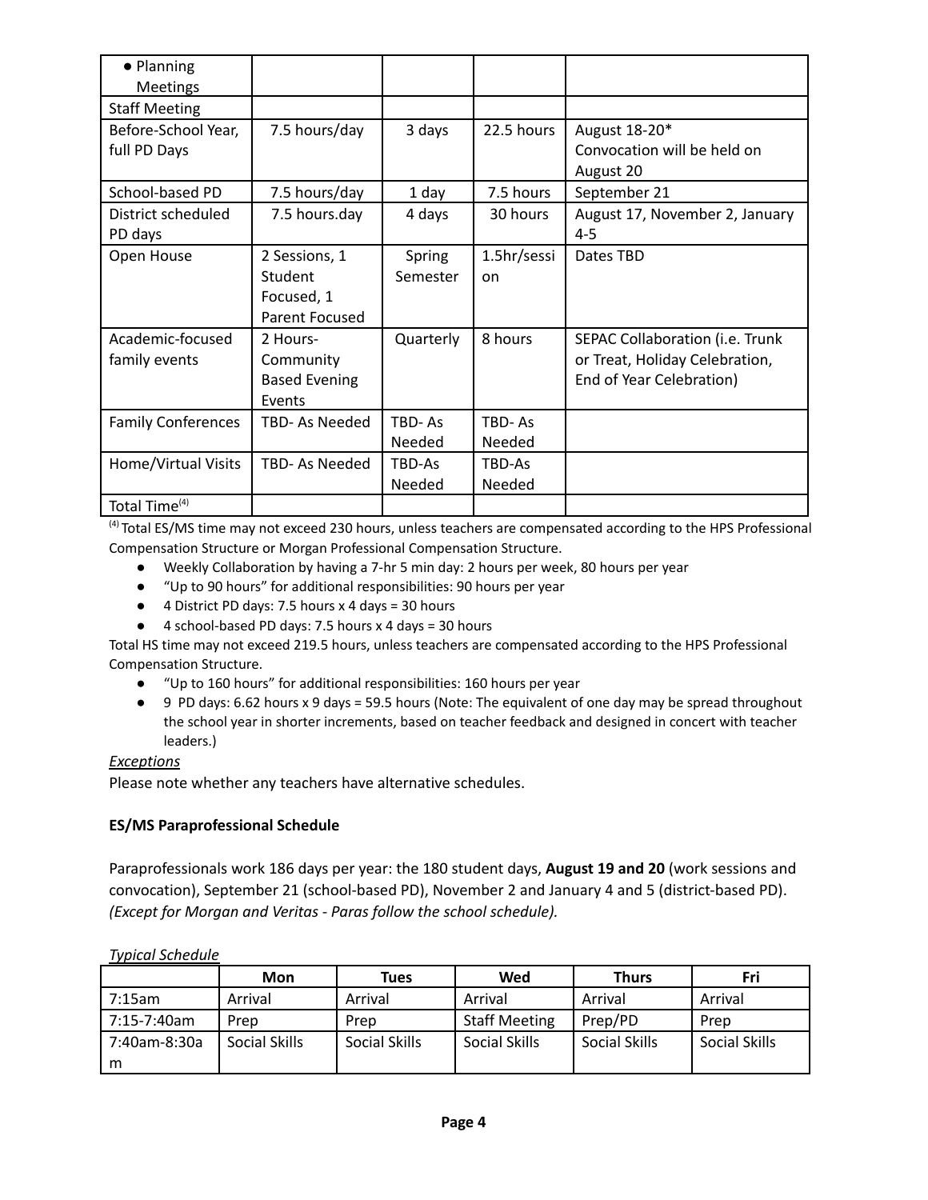| | | | | |
|---|---|---|---|---|
| • Planning Meetings | | | | |
| Staff Meeting | | | | |
| Before-School Year, full PD Days | 7.5 hours/day | 3 days | 22.5 hours | August 18-20* Convocation will be held on August 20 |
| School-based PD | 7.5 hours/day | 1 day | 7.5 hours | September 21 |
| District scheduled PD days | 7.5 hours.day | 4 days | 30 hours | August 17, November 2, January 4-5 |
| Open House | 2 Sessions, 1 Student Focused, 1 Parent Focused | Spring Semester | 1.5hr/session | Dates TBD |
| Academic-focused family events | 2 Hours- Community Based Evening Events | Quarterly | 8 hours | SEPAC Collaboration (i.e. Trunk or Treat, Holiday Celebration, End of Year Celebration) |
| Family Conferences | TBD- As Needed | TBD- As Needed | TBD- As Needed | |
| Home/Virtual Visits | TBD- As Needed | TBD-As Needed | TBD-As Needed | |
| Total Time[4] | | | | |

[4] Total ES/MS time may not exceed 230 hours, unless teachers are compensated according to the HPS Professional Compensation Structure or Morgan Professional Compensation Structure.

- Weekly Collaboration by having a 7-hr 5 min day: 2 hours per week, 80 hours per year
- "Up to 90 hours" for additional responsibilities: 90 hours per year
- 4 District PD days: 7.5 hours x 4 days = 30 hours
- 4 school-based PD days: 7.5 hours x 4 days = 30 hours

Total HS time may not exceed 219.5 hours, unless teachers are compensated according to the HPS Professional Compensation Structure.

- "Up to 160 hours" for additional responsibilities: 160 hours per year
- 9 PD days: 6.62 hours x 9 days = 59.5 hours (Note: The equivalent of one day may be spread throughout the school year in shorter increments, based on teacher feedback and designed in concert with teacher leaders.)

*Exceptions*

Please note whether any teachers have alternative schedules.

**ES/MS Paraprofessional Schedule**

Paraprofessionals work 186 days per year: the 180 student days, **August 19 and 20** (work sessions and convocation), September 21 (school-based PD), November 2 and January 4 and 5 (district-based PD). *(Except for Morgan and Veritas - Paras follow the school schedule).*

*Typical Schedule*

| | Mon | Tues | Wed | Thurs | Fri |
|---|---|---|---|---|---|
| 7:15am | Arrival | Arrival | Arrival | Arrival | Arrival |
| 7:15-7:40am | Prep | Prep | Staff Meeting | Prep/PD | Prep |
| 7:40am-8:30am | Social Skills | Social Skills | Social Skills | Social Skills | Social Skills |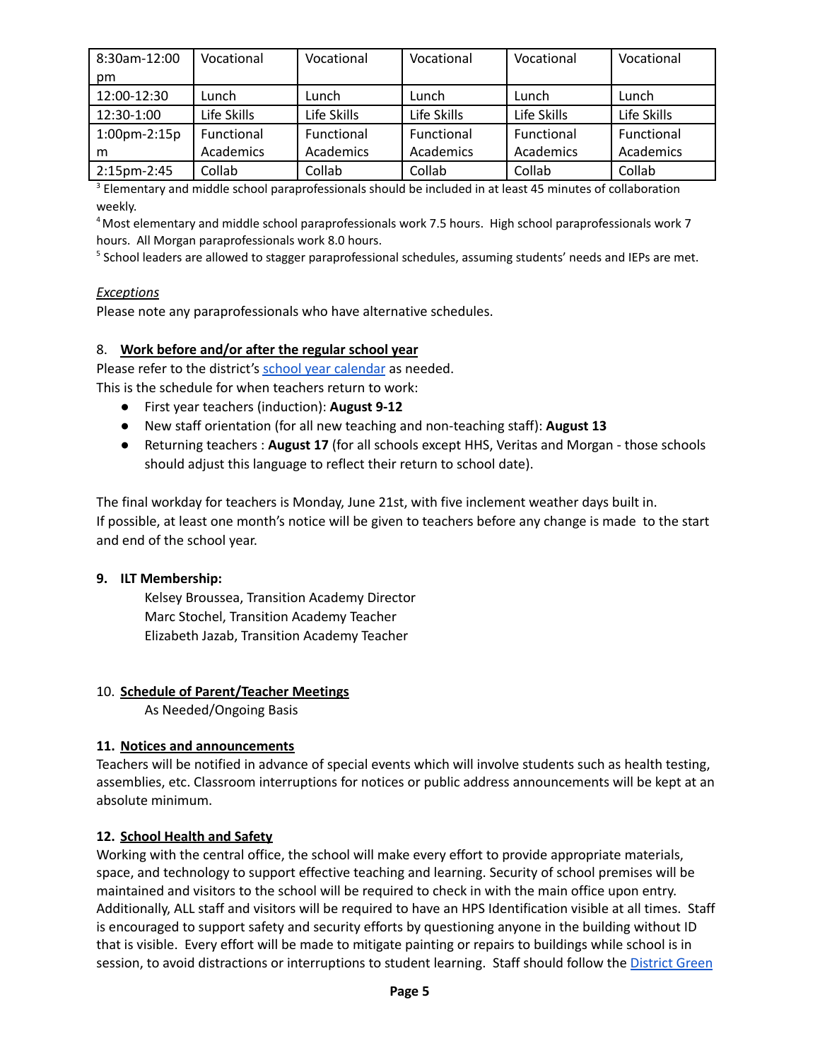| 8:30am-12:00 pm | Vocational | Vocational | Vocational | Vocational | Vocational |
|---|---|---|---|---|---|
| 12:00-12:30 | Lunch | Lunch | Lunch | Lunch | Lunch |
| 12:30-1:00 | Life Skills | Life Skills | Life Skills | Life Skills | Life Skills |
| 1:00pm-2:15pm | Functional Academics | Functional Academics | Functional Academics | Functional Academics | Functional Academics |
| 2:15pm-2:45 | Collab | Collab | Collab | Collab | Collab |

[3] Elementary and middle school paraprofessionals should be included in at least 45 minutes of collaboration weekly.

[4] Most elementary and middle school paraprofessionals work 7.5 hours. High school paraprofessionals work 7 hours. All Morgan paraprofessionals work 8.0 hours.

[5] School leaders are allowed to stagger paraprofessional schedules, assuming students' needs and IEPs are met.

*Exceptions*

Please note any paraprofessionals who have alternative schedules.

8. **Work before and/or after the regular school year**

Please refer to the district's school year calendar as needed.
This is the schedule for when teachers return to work:

- First year teachers (induction): **August 9-12**
- New staff orientation (for all new teaching and non-teaching staff): **August 13**
- Returning teachers : **August 17** (for all schools except HHS, Veritas and Morgan - those schools should adjust this language to reflect their return to school date).

The final workday for teachers is Monday, June 21st, with five inclement weather days built in.
If possible, at least one month's notice will be given to teachers before any change is made to the start and end of the school year.

**9. ILT Membership:**

Kelsey Broussea, Transition Academy Director
Marc Stochel, Transition Academy Teacher
Elizabeth Jazab, Transition Academy Teacher

10. **Schedule of Parent/Teacher Meetings**

As Needed/Ongoing Basis

**11. Notices and announcements**

Teachers will be notified in advance of special events which will involve students such as health testing, assemblies, etc. Classroom interruptions for notices or public address announcements will be kept at an absolute minimum.

**12. School Health and Safety**

Working with the central office, the school will make every effort to provide appropriate materials, space, and technology to support effective teaching and learning. Security of school premises will be maintained and visitors to the school will be required to check in with the main office upon entry. Additionally, ALL staff and visitors will be required to have an HPS Identification visible at all times. Staff is encouraged to support safety and security efforts by questioning anyone in the building without ID that is visible. Every effort will be made to mitigate painting or repairs to buildings while school is in session, to avoid distractions or interruptions to student learning. Staff should follow the District Green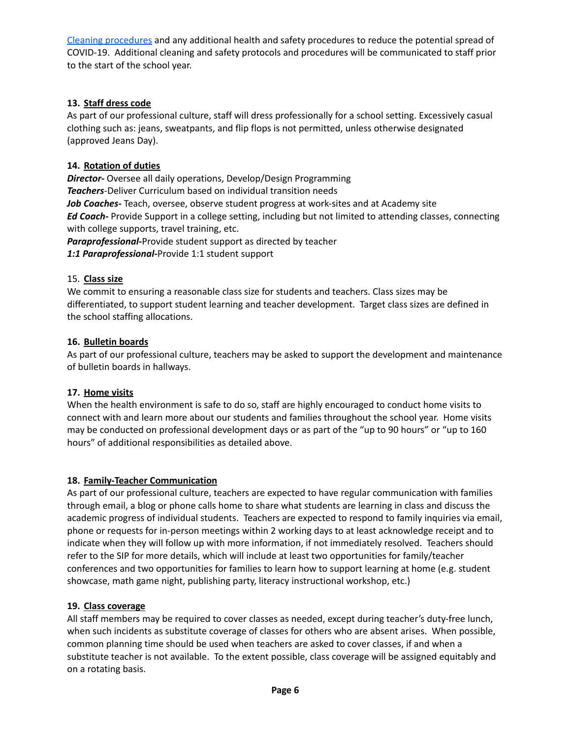[Cleaning procedures] and any additional health and safety procedures to reduce the potential spread of COVID-19. Additional cleaning and safety protocols and procedures will be communicated to staff prior to the start of the school year.

**13. Staff dress code**

As part of our professional culture, staff will dress professionally for a school setting. Excessively casual clothing such as: jeans, sweatpants, and flip flops is not permitted, unless otherwise designated (approved Jeans Day).

**14. Rotation of duties**

***Director-*** Oversee all daily operations, Develop/Design Programming
***Teachers***-Deliver Curriculum based on individual transition needs
***Job Coaches-*** Teach, oversee, observe student progress at work-sites and at Academy site
***Ed Coach-*** Provide Support in a college setting, including but not limited to attending classes, connecting with college supports, travel training, etc.
***Paraprofessional-***Provide student support as directed by teacher
***1:1 Paraprofessional-***Provide 1:1 student support

15. **Class size**

We commit to ensuring a reasonable class size for students and teachers. Class sizes may be differentiated, to support student learning and teacher development. Target class sizes are defined in the school staffing allocations.

**16. Bulletin boards**

As part of our professional culture, teachers may be asked to support the development and maintenance of bulletin boards in hallways.

**17. Home visits**

When the health environment is safe to do so, staff are highly encouraged to conduct home visits to connect with and learn more about our students and families throughout the school year. Home visits may be conducted on professional development days or as part of the "up to 90 hours" or "up to 160 hours" of additional responsibilities as detailed above.

**18. Family-Teacher Communication**

As part of our professional culture, teachers are expected to have regular communication with families through email, a blog or phone calls home to share what students are learning in class and discuss the academic progress of individual students. Teachers are expected to respond to family inquiries via email, phone or requests for in-person meetings within 2 working days to at least acknowledge receipt and to indicate when they will follow up with more information, if not immediately resolved. Teachers should refer to the SIP for more details, which will include at least two opportunities for family/teacher conferences and two opportunities for families to learn how to support learning at home (e.g. student showcase, math game night, publishing party, literacy instructional workshop, etc.)

**19. Class coverage**

All staff members may be required to cover classes as needed, except during teacher's duty-free lunch, when such incidents as substitute coverage of classes for others who are absent arises. When possible, common planning time should be used when teachers are asked to cover classes, if and when a substitute teacher is not available. To the extent possible, class coverage will be assigned equitably and on a rotating basis.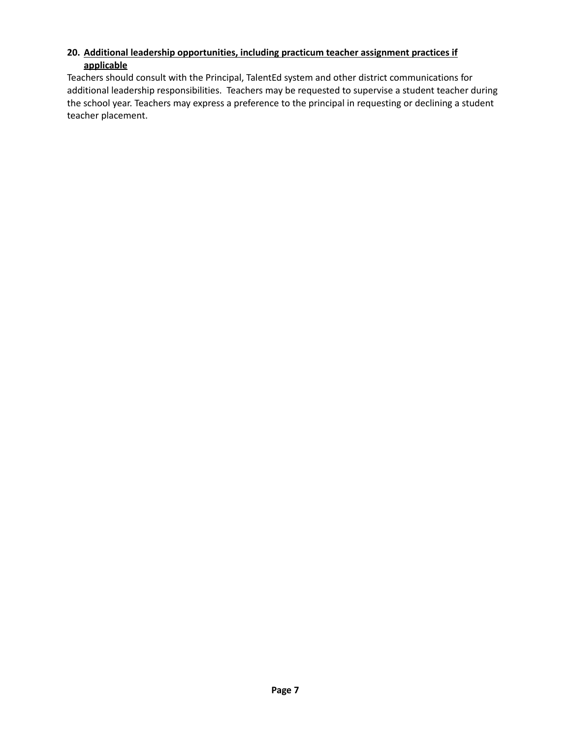**20. <u>Additional leadership opportunities, including practicum teacher assignment practices if applicable</u>**

Teachers should consult with the Principal, TalentEd system and other district communications for additional leadership responsibilities. Teachers may be requested to supervise a student teacher during the school year. Teachers may express a preference to the principal in requesting or declining a student teacher placement.